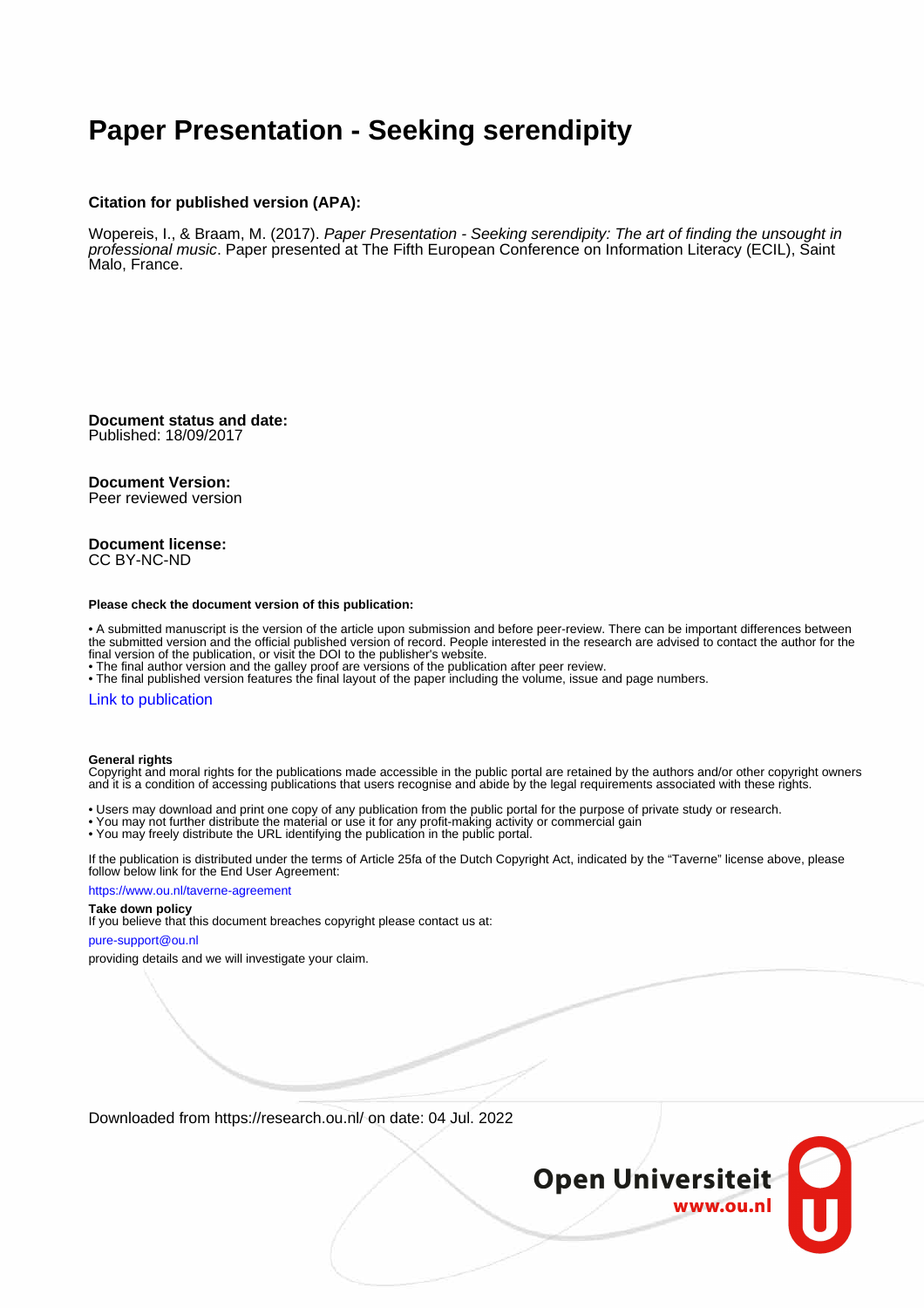# Paper Presentation - Seeking serendipity

### Citation for published version (APA):

Wopereis, I., & Braam, M. (2017). *Paper Presentation - Seeking serendipity: The art of finding the unsought in professional music*. Paper presented at The Fifth European Conference on Information Literacy (ECIL), Saint Malo, France.

**Document status and date:**
Published: 18/09/2017

**Document Version:**
Peer reviewed version

**Document license:**
CC BY-NC-ND

**Please check the document version of this publication:**

• A submitted manuscript is the version of the article upon submission and before peer-review. There can be important differences between the submitted version and the official published version of record. People interested in the research are advised to contact the author for the final version of the publication, or visit the DOI to the publisher's website.
• The final author version and the galley proof are versions of the publication after peer review.
• The final published version features the final layout of the paper including the volume, issue and page numbers.

Link to publication

**General rights**
Copyright and moral rights for the publications made accessible in the public portal are retained by the authors and/or other copyright owners and it is a condition of accessing publications that users recognise and abide by the legal requirements associated with these rights.

• Users may download and print one copy of any publication from the public portal for the purpose of private study or research.
• You may not further distribute the material or use it for any profit-making activity or commercial gain
• You may freely distribute the URL identifying the publication in the public portal.

If the publication is distributed under the terms of Article 25fa of the Dutch Copyright Act, indicated by the "Taverne" license above, please follow below link for the End User Agreement:

https://www.ou.nl/taverne-agreement

**Take down policy**
If you believe that this document breaches copyright please contact us at:

pure-support@ou.nl

providing details and we will investigate your claim.

Downloaded from https://research.ou.nl/ on date: 04 Jul. 2022

Open Universiteit
www.ou.nl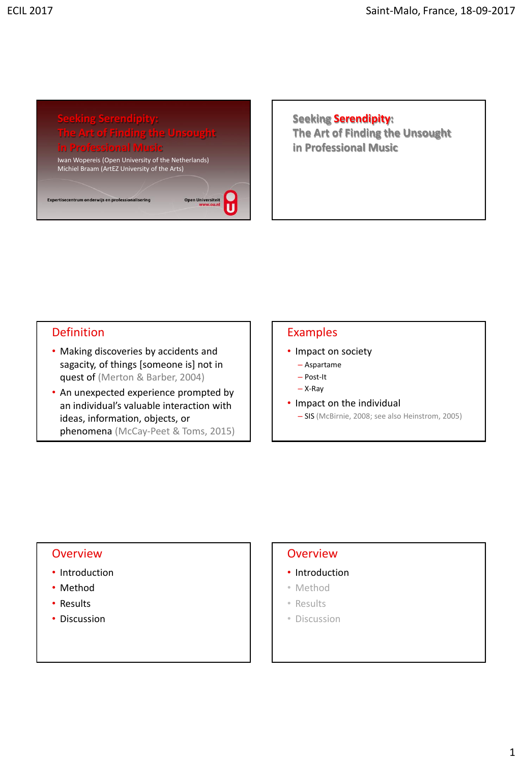# Seeking Serendipity: The Art of Finding the Unsought in Professional Music

Iwan Wopereis (Open University of the Netherlands)
Michiel Braam (ArtEZ University of the Arts)

Expertisecentrum onderwijs en professionalisering

Open Universiteit
www.ou.nl

# Seeking Serendipity: The Art of Finding the Unsought in Professional Music

## Definition

- Making discoveries by accidents and sagacity, of things [someone is] not in quest of (Merton & Barber, 2004)
- An unexpected experience prompted by an individual's valuable interaction with ideas, information, objects, or phenomena (McCay-Peet & Toms, 2015)

## Examples

- Impact on society
  - Aspartame
  - Post-It
  - X-Ray
- Impact on the individual
  - SIS (McBirnie, 2008; see also Heinstrom, 2005)

## Overview

- Introduction
- Method
- Results
- Discussion

## Overview

- Introduction
- Method
- Results
- Discussion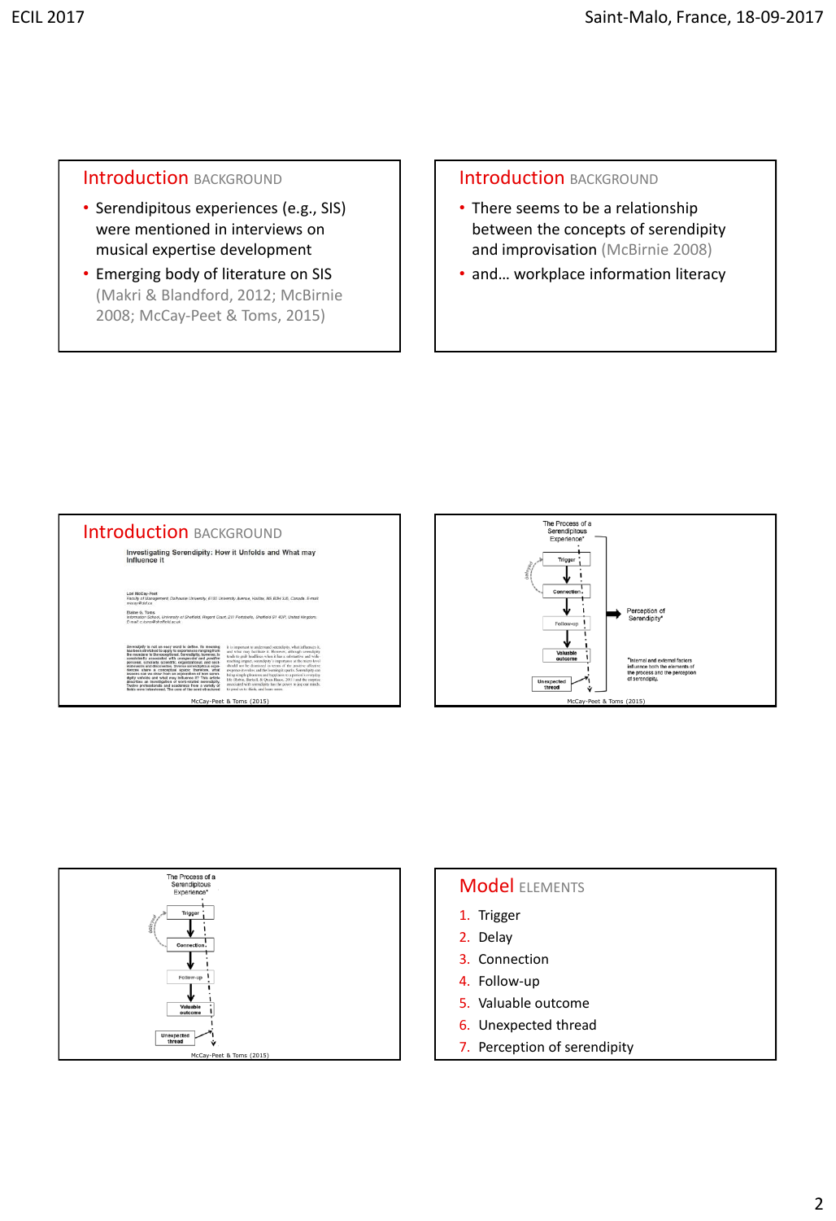## Introduction BACKGROUND

- Serendipitous experiences (e.g., SIS) were mentioned in interviews on musical expertise development
- Emerging body of literature on SIS (Makri & Blandford, 2012; McBirnie 2008; McCay-Peet & Toms, 2015)

## Introduction BACKGROUND

- There seems to be a relationship between the concepts of serendipity and improvisation (McBirnie 2008)
- and… workplace information literacy

## Introduction BACKGROUND

Investigating Serendipity: How it Unfolds and What may Influence it

McCay-Peet & Toms (2015)

The Process of a Serendipitous Experience*

Trigger → Connection → Follow-up → Valuable outcome → Unexpected thread

Delayed

Perception of Serendipity*

*Internal and external factors influence both the elements of the process and the perception of serendipity.

McCay-Peet & Toms (2015)

The Process of a Serendipitous Experience*

Trigger → Connection → Follow-up → Valuable outcome → Unexpected thread

Delayed

McCay-Peet & Toms (2015)

## Model ELEMENTS

1. Trigger
2. Delay
3. Connection
4. Follow-up
5. Valuable outcome
6. Unexpected thread
7. Perception of serendipity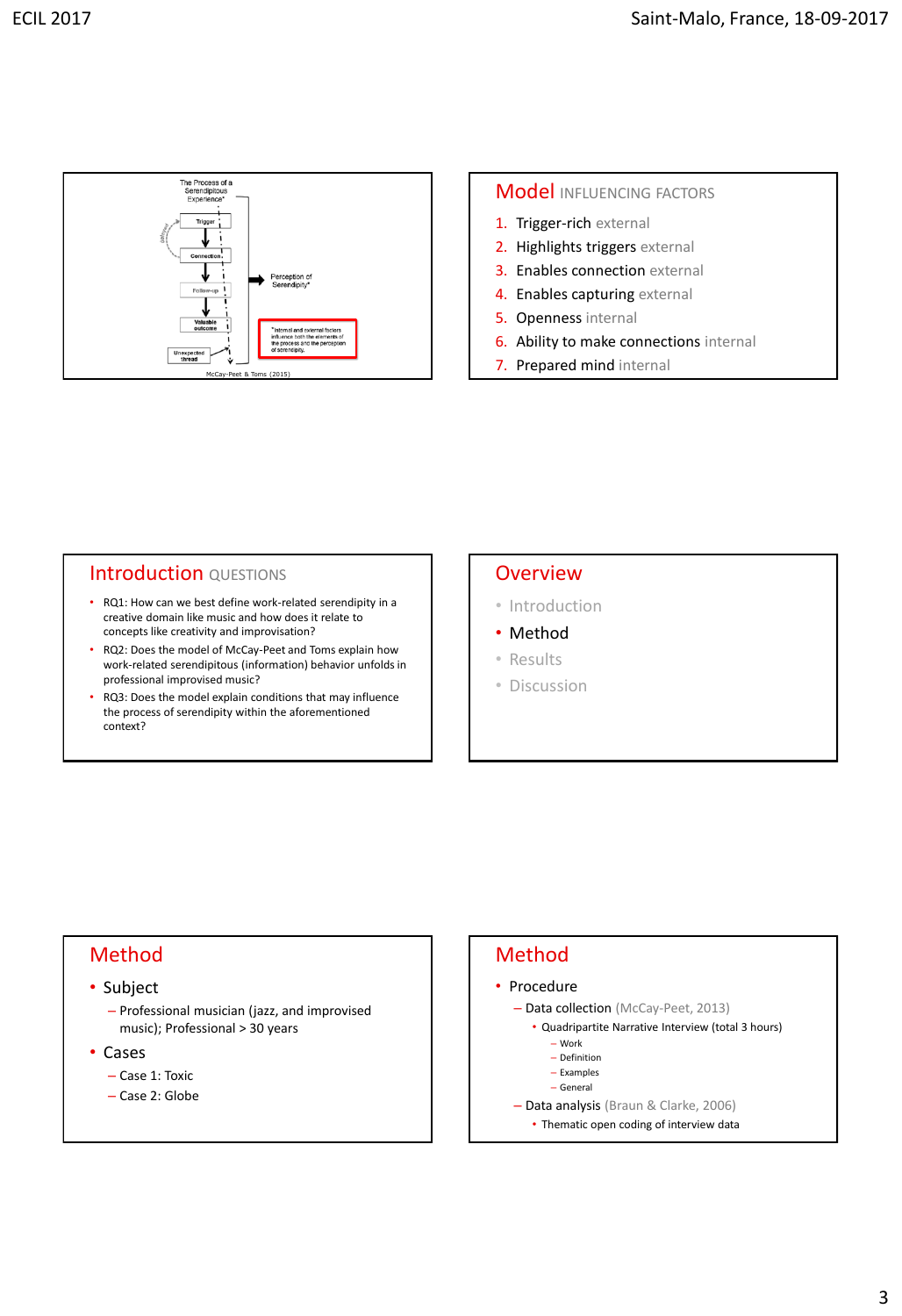The Process of a Serendipitous Experience*

Trigger

Connection

Follow-up

Valuable outcome

Unexpected thread

delayed

Perception of Serendipity*

*Internal and external factors influence both the elements of the process and the perception of serendipity.

McCay-Peet & Toms (2015)

## Model INFLUENCING FACTORS

1. Trigger-rich external
2. Highlights triggers external
3. Enables connection external
4. Enables capturing external
5. Openness internal
6. Ability to make connections internal
7. Prepared mind internal

## Introduction QUESTIONS

- RQ1: How can we best define work-related serendipity in a creative domain like music and how does it relate to concepts like creativity and improvisation?
- RQ2: Does the model of McCay-Peet and Toms explain how work-related serendipitous (information) behavior unfolds in professional improvised music?
- RQ3: Does the model explain conditions that may influence the process of serendipity within the aforementioned context?

## Overview

- Introduction
- Method
- Results
- Discussion

## Method

- Subject
  - Professional musician (jazz, and improvised music); Professional > 30 years
- Cases
  - Case 1: Toxic
  - Case 2: Globe

## Method

- Procedure
  - Data collection (McCay-Peet, 2013)
    - Quadripartite Narrative Interview (total 3 hours)
      - Work
      - Definition
      - Examples
      - General
  - Data analysis (Braun & Clarke, 2006)
    - Thematic open coding of interview data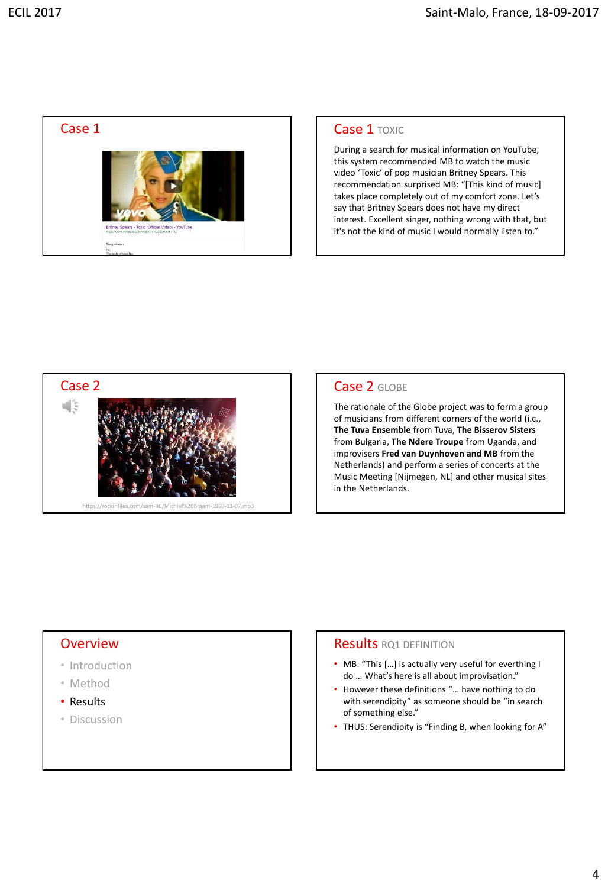## Case 1

Britney Spears - Toxic (Official Video) - YouTube

## Case 1 TOXIC

During a search for musical information on YouTube, this system recommended MB to watch the music video 'Toxic' of pop musician Britney Spears. This recommendation surprised MB: "[This kind of music] takes place completely out of my comfort zone. Let's say that Britney Spears does not have my direct interest. Excellent singer, nothing wrong with that, but it's not the kind of music I would normally listen to."

## Case 2

https://rockinfiles.com/sam-RC/Michiel%20Braam-1999-11-07.mp3

## Case 2 GLOBE

The rationale of the Globe project was to form a group of musicians from different corners of the world (i.e., **The Tuva Ensemble** from Tuva, **The Bisserov Sisters** from Bulgaria, **The Ndere Troupe** from Uganda, and improvisers **Fred van Duynhoven and MB** from the Netherlands) and perform a series of concerts at the Music Meeting [Nijmegen, NL] and other musical sites in the Netherlands.

## Overview

- Introduction
- Method
- Results
- Discussion

## Results RQ1 DEFINITION

- MB: "This […] is actually very useful for everthing I do … What's here is all about improvisation."
- However these definitions "… have nothing to do with serendipity" as someone should be "in search of something else."
- THUS: Serendipity is "Finding B, when looking for A"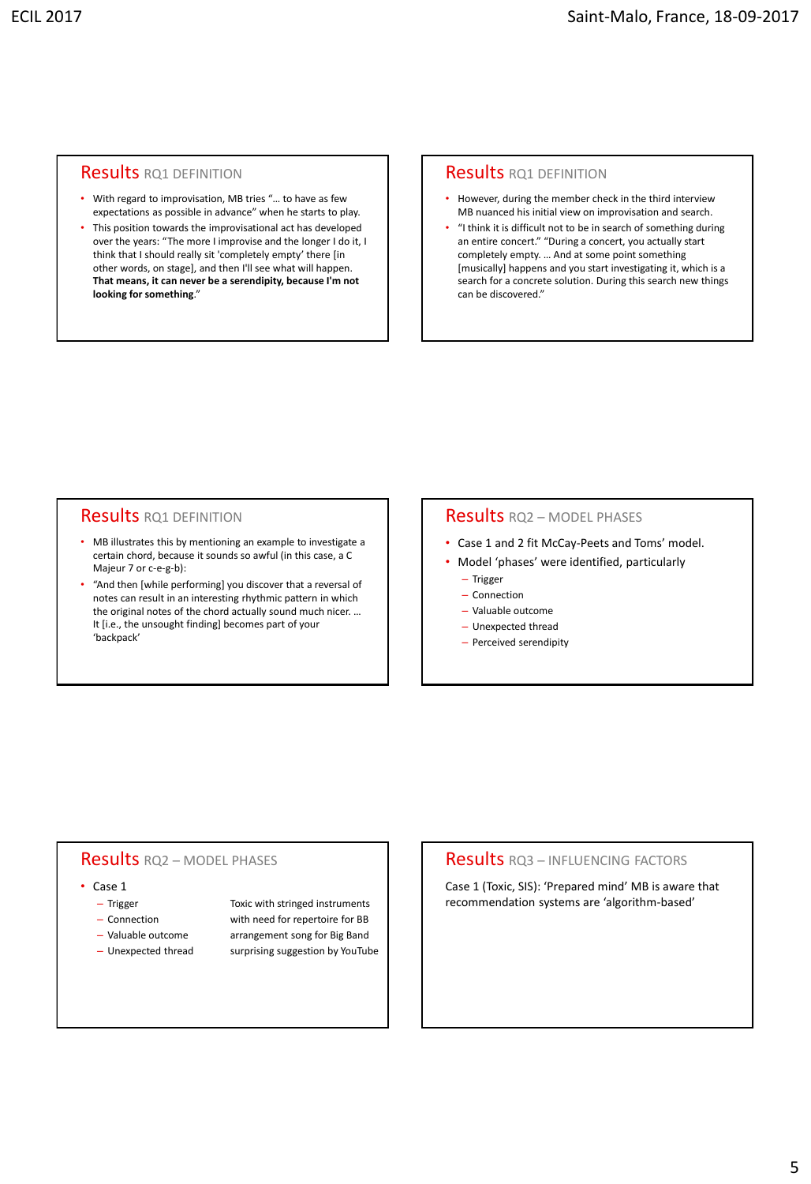## Results RQ1 DEFINITION

- With regard to improvisation, MB tries "… to have as few expectations as possible in advance" when he starts to play.
- This position towards the improvisational act has developed over the years: "The more I improvise and the longer I do it, I think that I should really sit 'completely empty' there [in other words, on stage], and then I'll see what will happen. **That means, it can never be a serendipity, because I'm not looking for something**."

## Results RQ1 DEFINITION

- However, during the member check in the third interview MB nuanced his initial view on improvisation and search.
- "I think it is difficult not to be in search of something during an entire concert." "During a concert, you actually start completely empty. … And at some point something [musically] happens and you start investigating it, which is a search for a concrete solution. During this search new things can be discovered."

## Results RQ1 DEFINITION

- MB illustrates this by mentioning an example to investigate a certain chord, because it sounds so awful (in this case, a C Majeur 7 or c-e-g-b):
- "And then [while performing] you discover that a reversal of notes can result in an interesting rhythmic pattern in which the original notes of the chord actually sound much nicer. … It [i.e., the unsought finding] becomes part of your 'backpack'

## Results RQ2 – MODEL PHASES

- Case 1 and 2 fit McCay-Peets and Toms' model.
- Model 'phases' were identified, particularly
  - Trigger
  - Connection
  - Valuable outcome
  - Unexpected thread
  - Perceived serendipity

## Results RQ2 – MODEL PHASES

- Case 1
  - Trigger — Toxic with stringed instruments
  - Connection — with need for repertoire for BB
  - Valuable outcome — arrangement song for Big Band
  - Unexpected thread — surprising suggestion by YouTube

## Results RQ3 – INFLUENCING FACTORS

Case 1 (Toxic, SIS): 'Prepared mind' MB is aware that recommendation systems are 'algorithm-based'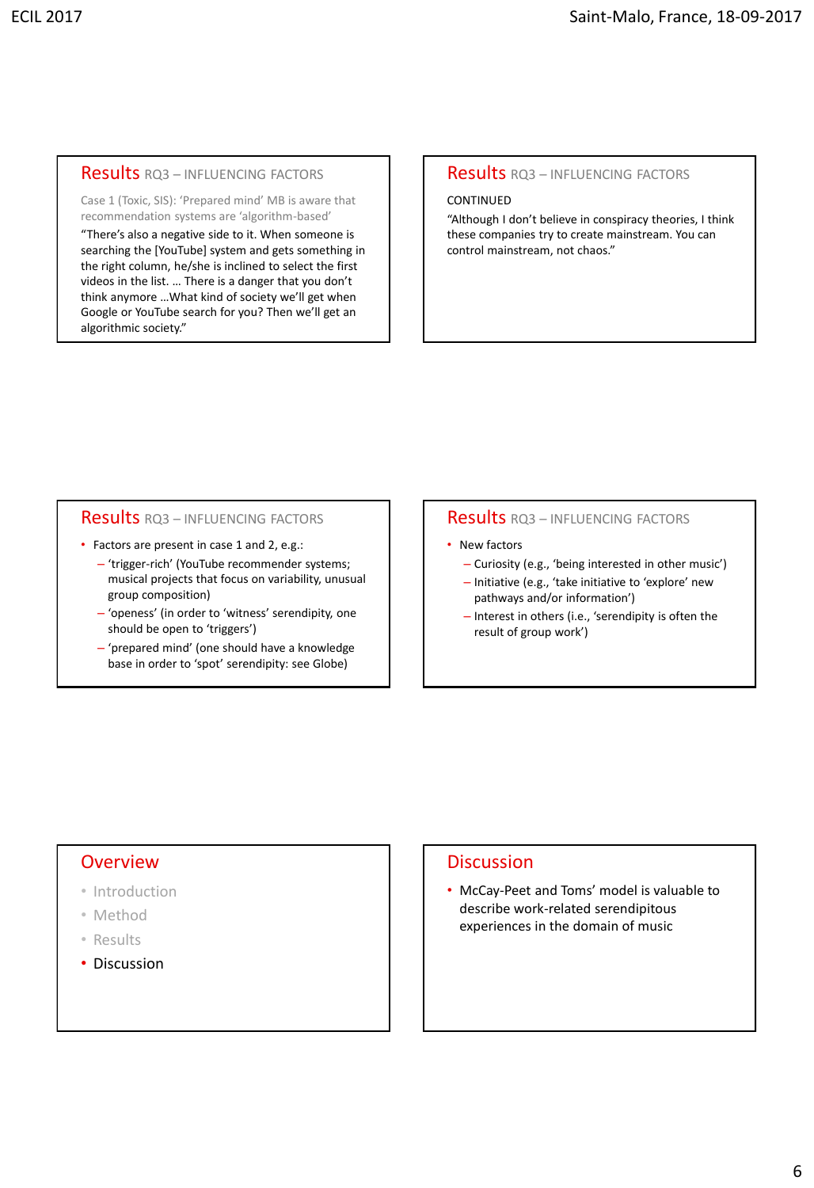## Results RQ3 – INFLUENCING FACTORS

Case 1 (Toxic, SIS): 'Prepared mind' MB is aware that recommendation systems are 'algorithm-based'

"There's also a negative side to it. When someone is searching the [YouTube] system and gets something in the right column, he/she is inclined to select the first videos in the list. … There is a danger that you don't think anymore …What kind of society we'll get when Google or YouTube search for you? Then we'll get an algorithmic society."

## Results RQ3 – INFLUENCING FACTORS

CONTINUED

"Although I don't believe in conspiracy theories, I think these companies try to create mainstream. You can control mainstream, not chaos."

## Results RQ3 – INFLUENCING FACTORS

- Factors are present in case 1 and 2, e.g.:
  - 'trigger-rich' (YouTube recommender systems; musical projects that focus on variability, unusual group composition)
  - 'openess' (in order to 'witness' serendipity, one should be open to 'triggers')
  - 'prepared mind' (one should have a knowledge base in order to 'spot' serendipity: see Globe)

## Results RQ3 – INFLUENCING FACTORS

- New factors
  - Curiosity (e.g., 'being interested in other music')
  - Initiative (e.g., 'take initiative to 'explore' new pathways and/or information')
  - Interest in others (i.e., 'serendipity is often the result of group work')

## Overview

- Introduction
- Method
- Results
- Discussion

## Discussion

- McCay-Peet and Toms' model is valuable to describe work-related serendipitous experiences in the domain of music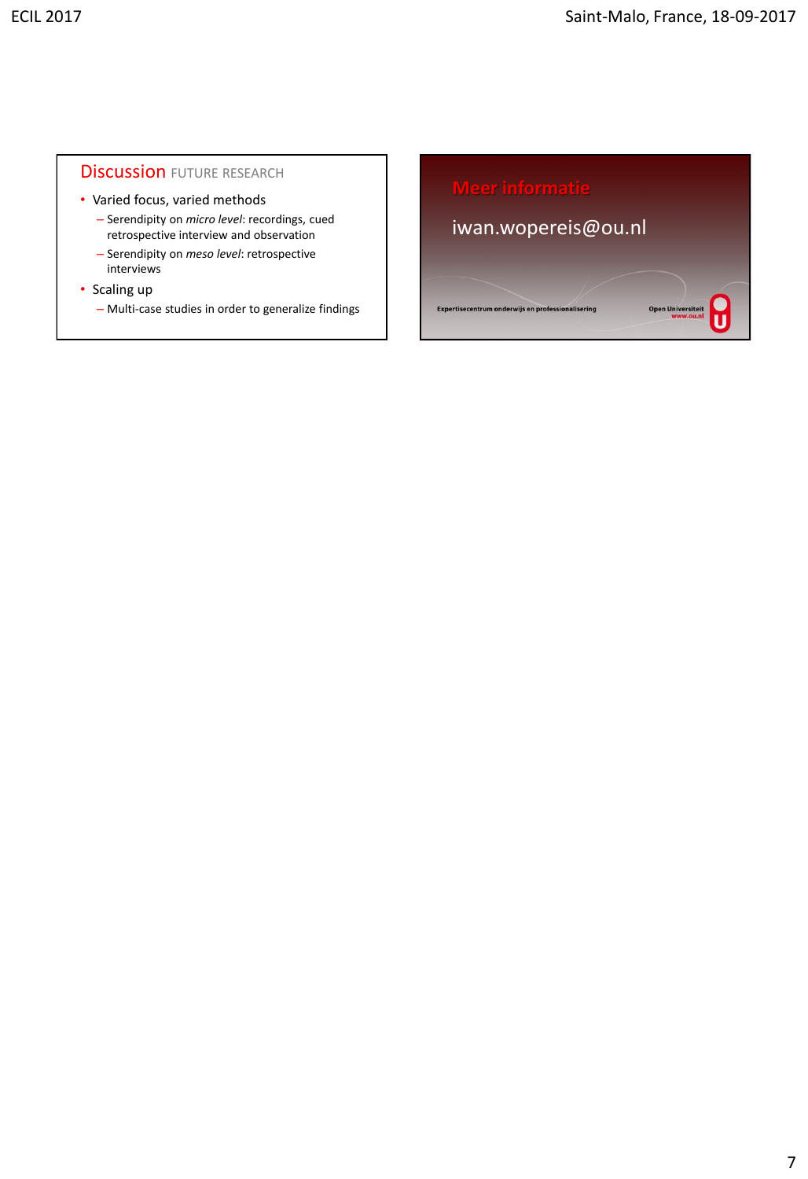## Discussion FUTURE RESEARCH

- Varied focus, varied methods
  - Serendipity on *micro level*: recordings, cued retrospective interview and observation
  - Serendipity on *meso level*: retrospective interviews
- Scaling up
  - Multi-case studies in order to generalize findings

## Meer informatie

iwan.wopereis@ou.nl

Expertisecentrum onderwijs en professionalisering

Open Universiteit
www.ou.nl